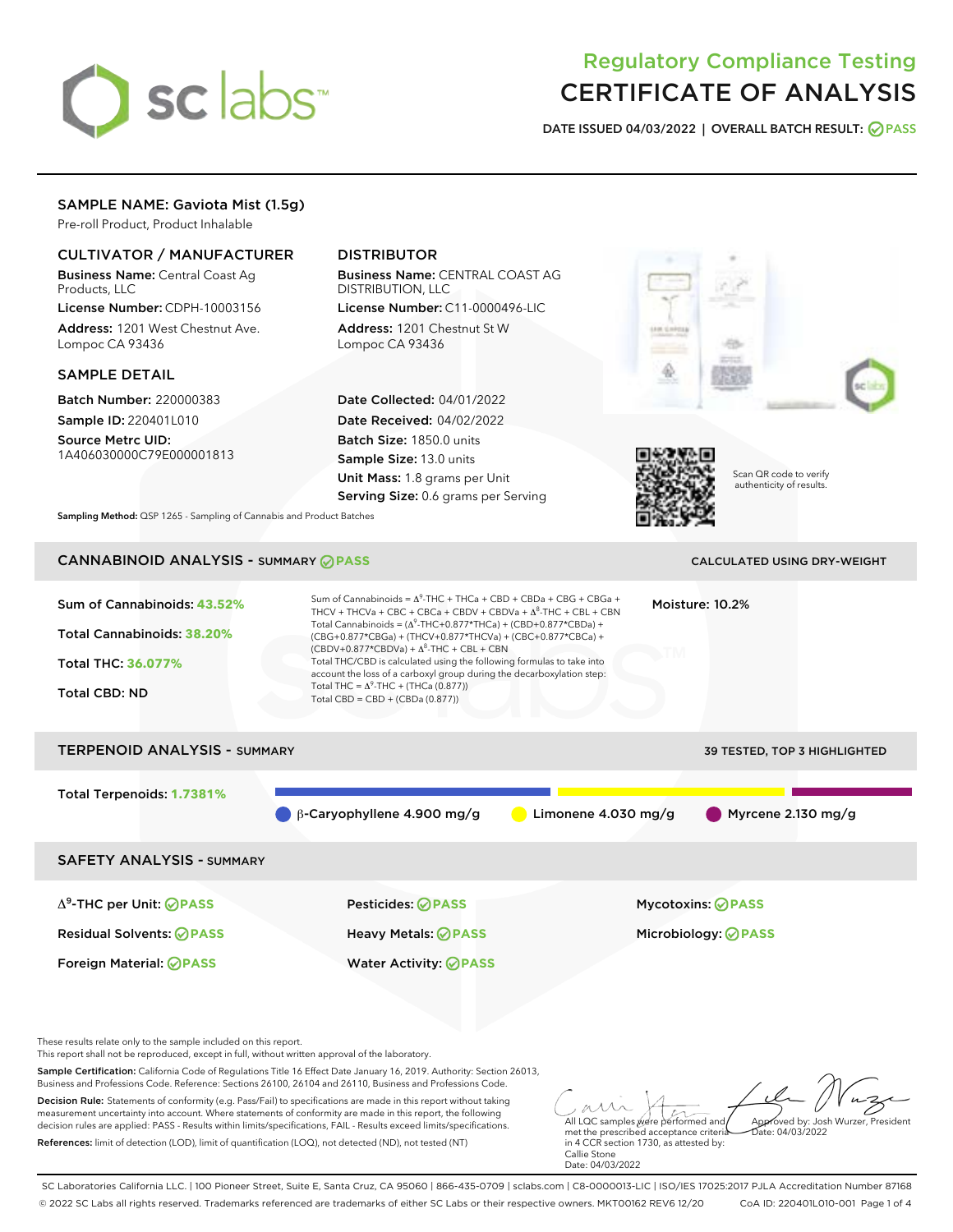# Regulatory Compliance Testing
# CERTIFICATE OF ANALYSIS

**DATE ISSUED** 04/03/2022 | **OVERALL BATCH RESULT:** PASS

## SAMPLE NAME: Gaviota Mist (1.5g)

Pre-roll Product, Product Inhalable

### CULTIVATOR / MANUFACTURER

**Business Name:** Central Coast Ag Products, LLC

**License Number:** CDPH-10003156

**Address:** 1201 West Chestnut Ave. Lompoc CA 93436

### DISTRIBUTOR

**Business Name:** CENTRAL COAST AG DISTRIBUTION, LLC

**License Number:** C11-0000496-LIC

**Address:** 1201 Chestnut St W Lompoc CA 93436

### SAMPLE DETAIL

**Batch Number:** 220000383

**Sample ID:** 220401L010

**Source Metrc UID:** 1A406030000C79E000001813

**Date Collected:** 04/01/2022

**Date Received:** 04/02/2022

**Batch Size:** 1850.0 units

**Sample Size:** 13.0 units

**Unit Mass:** 1.8 grams per Unit

**Serving Size:** 0.6 grams per Serving

Scan QR code to verify authenticity of results.

**Sampling Method:** QSP 1265 - Sampling of Cannabis and Product Batches

## CANNABINOID ANALYSIS - SUMMARY PASS

CALCULATED USING DRY-WEIGHT

**Sum of Cannabinoids:** 43.52%

**Total Cannabinoids:** 38.20%

**Total THC:** 36.077%

**Total CBD:** ND

Sum of Cannabinoids = $\Delta^9$-THC + THCa + CBD + CBDa + CBG + CBGa + THCV + THCVa + CBC + CBCa + CBDV + CBDVa + $\Delta^8$-THC + CBL + CBN

Total Cannabinoids = ($\Delta^9$-THC+0.877*THCa) + (CBD+0.877*CBDa) + (CBG+0.877*CBGa) + (THCV+0.877*THCVa) + (CBC+0.877*CBCa) + (CBDV+0.877*CBDVa) + $\Delta^8$-THC + CBL + CBN

Total THC/CBD is calculated using the following formulas to take into account the loss of a carboxyl group during the decarboxylation step:

Total THC = $\Delta^9$-THC + (THCa (0.877))

Total CBD = CBD + (CBDa (0.877))

**Moisture:** 10.2%

## TERPENOID ANALYSIS - SUMMARY

39 TESTED, TOP 3 HIGHLIGHTED

**Total Terpenoids:** 1.7381%

β-Caryophyllene 4.900 mg/g | Limonene 4.030 mg/g | Myrcene 2.130 mg/g

## SAFETY ANALYSIS - SUMMARY

| | | |
|---|---|---|
| $\Delta^9$-THC per Unit: PASS | Pesticides: PASS | Mycotoxins: PASS |
| Residual Solvents: PASS | Heavy Metals: PASS | Microbiology: PASS |
| Foreign Material: PASS | Water Activity: PASS | |

These results relate only to the sample included on this report.
This report shall not be reproduced, except in full, without written approval of the laboratory.

**Sample Certification:** California Code of Regulations Title 16 Effect Date January 16, 2019. Authority: Section 26013, Business and Professions Code. Reference: Sections 26100, 26104 and 26110, Business and Professions Code.

**Decision Rule:** Statements of conformity (e.g. Pass/Fail) to specifications are made in this report without taking measurement uncertainty into account. Where statements of conformity are made in this report, the following decision rules are applied: PASS - Results within limits/specifications, FAIL - Results exceed limits/specifications.

**References:** limit of detection (LOD), limit of quantification (LOQ), not detected (ND), not tested (NT)

All LQC samples were performed and met the prescribed acceptance criteria in 4 CCR section 1730, as attested by: Callie Stone
Date: 04/03/2022

Approved by: Josh Wurzer, President
Date: 04/03/2022

SC Laboratories California LLC. | 100 Pioneer Street, Suite E, Santa Cruz, CA 95060 | 866-435-0709 | sclabs.com | C8-0000013-LIC | ISO/IES 17025:2017 PJLA Accreditation Number 87168
© 2022 SC Labs all rights reserved. Trademarks referenced are trademarks of either SC Labs or their respective owners. MKT00162 REV6 12/20 CoA ID: 220401L010-001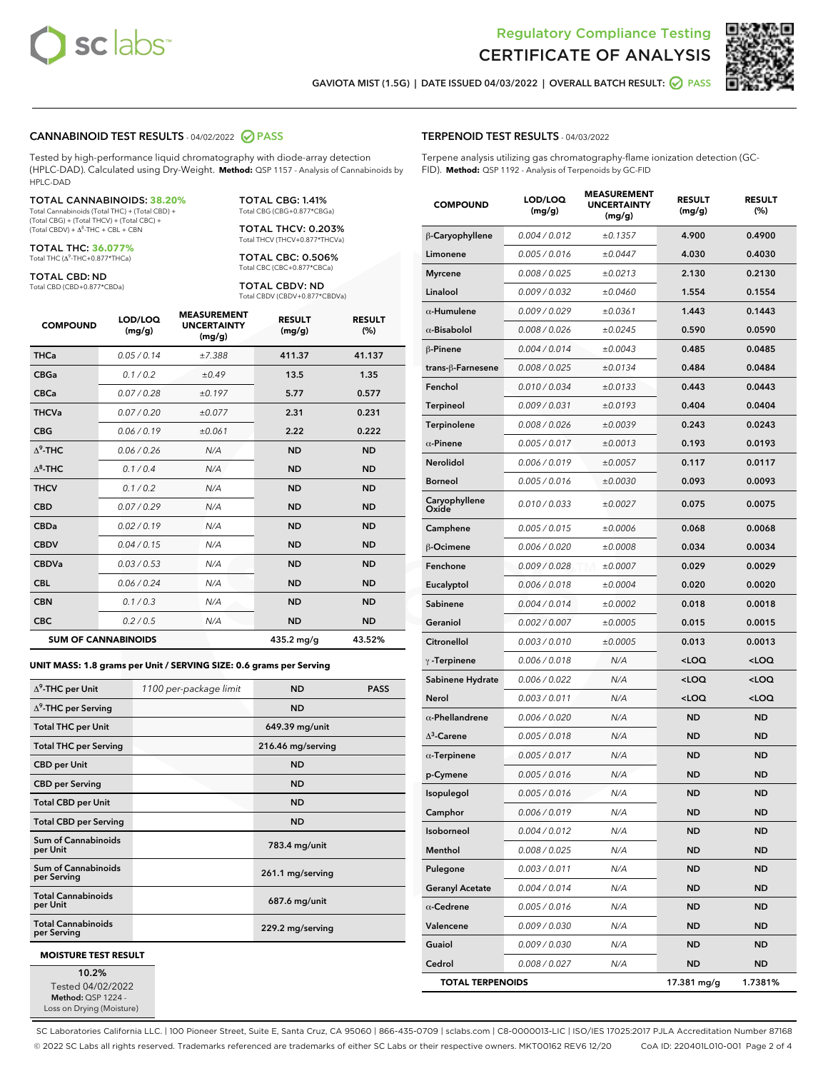# Regulatory Compliance Testing
# CERTIFICATE OF ANALYSIS

GAVIOTA MIST (1.5G) | DATE ISSUED 04/03/2022 | OVERALL BATCH RESULT: PASS

## CANNABINOID TEST RESULTS - 04/02/2022 PASS

Tested by high-performance liquid chromatography with diode-array detection (HPLC-DAD). Calculated using Dry-Weight. **Method:** QSP 1157 - Analysis of Cannabinoids by HPLC-DAD

**TOTAL CANNABINOIDS: 38.20%**
Total Cannabinoids (Total THC) + (Total CBD) + (Total CBG) + (Total THCV) + (Total CBC) + (Total CBDV) + $\Delta^8$-THC + CBL + CBN

**TOTAL THC: 36.077%**
Total THC ($\Delta^9$-THC+0.877*THCa)

**TOTAL CBD: ND**
Total CBD (CBD+0.877*CBDa)

**TOTAL CBG: 1.41%**
Total CBG (CBG+0.877*CBGa)

**TOTAL THCV: 0.203%**
Total THCV (THCV+0.877*THCVa)

**TOTAL CBC: 0.506%**
Total CBC (CBC+0.877*CBCa)

**TOTAL CBDV: ND**
Total CBDV (CBDV+0.877*CBDVa)

| COMPOUND | LOD/LOQ (mg/g) | MEASUREMENT UNCERTAINTY (mg/g) | RESULT (mg/g) | RESULT (%) |
|---|---|---|---|---|
| THCa | 0.05 / 0.14 | ±7.388 | 411.37 | 41.137 |
| CBGa | 0.1 / 0.2 | ±0.49 | 13.5 | 1.35 |
| CBCa | 0.07 / 0.28 | ±0.197 | 5.77 | 0.577 |
| THCVa | 0.07 / 0.20 | ±0.077 | 2.31 | 0.231 |
| CBG | 0.06 / 0.19 | ±0.061 | 2.22 | 0.222 |
| $\Delta^9$-THC | 0.06 / 0.26 | N/A | ND | ND |
| $\Delta^8$-THC | 0.1 / 0.4 | N/A | ND | ND |
| THCV | 0.1 / 0.2 | N/A | ND | ND |
| CBD | 0.07 / 0.29 | N/A | ND | ND |
| CBDa | 0.02 / 0.19 | N/A | ND | ND |
| CBDV | 0.04 / 0.15 | N/A | ND | ND |
| CBDVa | 0.03 / 0.53 | N/A | ND | ND |
| CBL | 0.06 / 0.24 | N/A | ND | ND |
| CBN | 0.1 / 0.3 | N/A | ND | ND |
| CBC | 0.2 / 0.5 | N/A | ND | ND |
| **SUM OF CANNABINOIDS** | | | 435.2 mg/g | 43.52% |

**UNIT MASS: 1.8 grams per Unit / SERVING SIZE: 0.6 grams per Serving**

| | | | |
|---|---|---|---|
| $\Delta^9$-THC per Unit | 1100 per-package limit | ND | PASS |
| $\Delta^9$-THC per Serving | | ND | |
| Total THC per Unit | | 649.39 mg/unit | |
| Total THC per Serving | | 216.46 mg/serving | |
| CBD per Unit | | ND | |
| CBD per Serving | | ND | |
| Total CBD per Unit | | ND | |
| Total CBD per Serving | | ND | |
| Sum of Cannabinoids per Unit | | 783.4 mg/unit | |
| Sum of Cannabinoids per Serving | | 261.1 mg/serving | |
| Total Cannabinoids per Unit | | 687.6 mg/unit | |
| Total Cannabinoids per Serving | | 229.2 mg/serving | |

### MOISTURE TEST RESULT

10.2%
Tested 04/02/2022
**Method:** QSP 1224 - Loss on Drying (Moisture)

## TERPENOID TEST RESULTS - 04/03/2022

Terpene analysis utilizing gas chromatography-flame ionization detection (GC-FID). **Method:** QSP 1192 - Analysis of Terpenoids by GC-FID

| COMPOUND | LOD/LOQ (mg/g) | MEASUREMENT UNCERTAINTY (mg/g) | RESULT (mg/g) | RESULT (%) |
|---|---|---|---|---|
| β-Caryophyllene | 0.004 / 0.012 | ±0.1357 | 4.900 | 0.4900 |
| Limonene | 0.005 / 0.016 | ±0.0447 | 4.030 | 0.4030 |
| Myrcene | 0.008 / 0.025 | ±0.0213 | 2.130 | 0.2130 |
| Linalool | 0.009 / 0.032 | ±0.0460 | 1.554 | 0.1554 |
| α-Humulene | 0.009 / 0.029 | ±0.0361 | 1.443 | 0.1443 |
| α-Bisabolol | 0.008 / 0.026 | ±0.0245 | 0.590 | 0.0590 |
| β-Pinene | 0.004 / 0.014 | ±0.0043 | 0.485 | 0.0485 |
| trans-β-Farnesene | 0.008 / 0.025 | ±0.0134 | 0.484 | 0.0484 |
| Fenchol | 0.010 / 0.034 | ±0.0133 | 0.443 | 0.0443 |
| Terpineol | 0.009 / 0.031 | ±0.0193 | 0.404 | 0.0404 |
| Terpinolene | 0.008 / 0.026 | ±0.0039 | 0.243 | 0.0243 |
| α-Pinene | 0.005 / 0.017 | ±0.0013 | 0.193 | 0.0193 |
| Nerolidol | 0.006 / 0.019 | ±0.0057 | 0.117 | 0.0117 |
| Borneol | 0.005 / 0.016 | ±0.0030 | 0.093 | 0.0093 |
| Caryophyllene Oxide | 0.010 / 0.033 | ±0.0027 | 0.075 | 0.0075 |
| Camphene | 0.005 / 0.015 | ±0.0006 | 0.068 | 0.0068 |
| β-Ocimene | 0.006 / 0.020 | ±0.0008 | 0.034 | 0.0034 |
| Fenchone | 0.009 / 0.028 | ±0.0007 | 0.029 | 0.0029 |
| Eucalyptol | 0.006 / 0.018 | ±0.0004 | 0.020 | 0.0020 |
| Sabinene | 0.004 / 0.014 | ±0.0002 | 0.018 | 0.0018 |
| Geraniol | 0.002 / 0.007 | ±0.0005 | 0.015 | 0.0015 |
| Citronellol | 0.003 / 0.010 | ±0.0005 | 0.013 | 0.0013 |
| γ-Terpinene | 0.006 / 0.018 | N/A | <LOQ | <LOQ |
| Sabinene Hydrate | 0.006 / 0.022 | N/A | <LOQ | <LOQ |
| Nerol | 0.003 / 0.011 | N/A | <LOQ | <LOQ |
| α-Phellandrene | 0.006 / 0.020 | N/A | ND | ND |
| $\Delta^3$-Carene | 0.005 / 0.018 | N/A | ND | ND |
| α-Terpinene | 0.005 / 0.017 | N/A | ND | ND |
| p-Cymene | 0.005 / 0.016 | N/A | ND | ND |
| Isopulegol | 0.005 / 0.016 | N/A | ND | ND |
| Camphor | 0.006 / 0.019 | N/A | ND | ND |
| Isoborneol | 0.004 / 0.012 | N/A | ND | ND |
| Menthol | 0.008 / 0.025 | N/A | ND | ND |
| Pulegone | 0.003 / 0.011 | N/A | ND | ND |
| Geranyl Acetate | 0.004 / 0.014 | N/A | ND | ND |
| α-Cedrene | 0.005 / 0.016 | N/A | ND | ND |
| Valencene | 0.009 / 0.030 | N/A | ND | ND |
| Guaiol | 0.009 / 0.030 | N/A | ND | ND |
| Cedrol | 0.008 / 0.027 | N/A | ND | ND |
| **TOTAL TERPENOIDS** | | | 17.381 mg/g | 1.7381% |

SC Laboratories California LLC. | 100 Pioneer Street, Suite E, Santa Cruz, CA 95060 | 866-435-0709 | sclabs.com | C8-0000013-LIC | ISO/IES 17025:2017 PJLA Accreditation Number 87168
© 2022 SC Labs all rights reserved. Trademarks referenced are trademarks of either SC Labs or their respective owners. MKT00162 REV6 12/20 CoA ID: 220401L010-001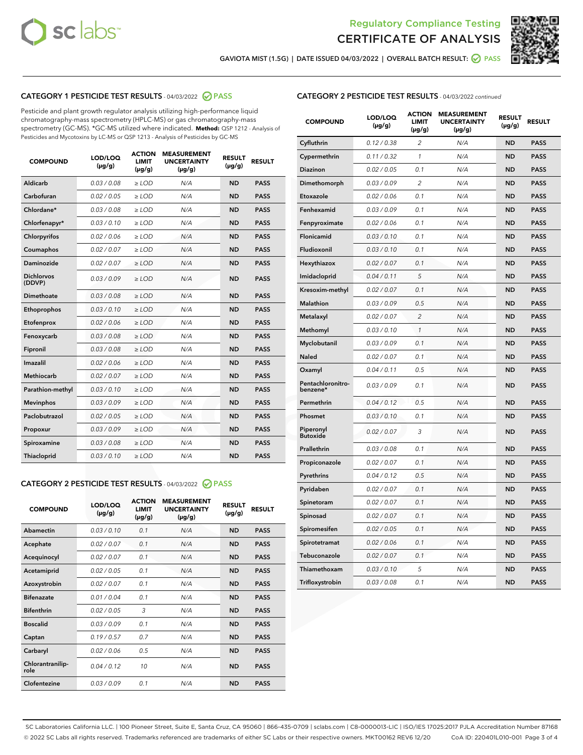# Regulatory Compliance Testing
# CERTIFICATE OF ANALYSIS

GAVIOTA MIST (1.5G) | DATE ISSUED 04/03/2022 | OVERALL BATCH RESULT: PASS

## CATEGORY 1 PESTICIDE TEST RESULTS - 04/03/2022 PASS

Pesticide and plant growth regulator analysis utilizing high-performance liquid chromatography-mass spectrometry (HPLC-MS) or gas chromatography-mass spectrometry (GC-MS). *GC-MS utilized where indicated. **Method:** QSP 1212 - Analysis of Pesticides and Mycotoxins by LC-MS or QSP 1213 - Analysis of Pesticides by GC-MS

| COMPOUND | LOD/LOQ (µg/g) | ACTION LIMIT (µg/g) | MEASUREMENT UNCERTAINTY (µg/g) | RESULT (µg/g) | RESULT |
|---|---|---|---|---|---|
| Aldicarb | 0.03 / 0.08 | ≥ LOD | N/A | ND | PASS |
| Carbofuran | 0.02 / 0.05 | ≥ LOD | N/A | ND | PASS |
| Chlordane* | 0.03 / 0.08 | ≥ LOD | N/A | ND | PASS |
| Chlorfenapyr* | 0.03 / 0.10 | ≥ LOD | N/A | ND | PASS |
| Chlorpyrifos | 0.02 / 0.06 | ≥ LOD | N/A | ND | PASS |
| Coumaphos | 0.02 / 0.07 | ≥ LOD | N/A | ND | PASS |
| Daminozide | 0.02 / 0.07 | ≥ LOD | N/A | ND | PASS |
| Dichlorvos (DDVP) | 0.03 / 0.09 | ≥ LOD | N/A | ND | PASS |
| Dimethoate | 0.03 / 0.08 | ≥ LOD | N/A | ND | PASS |
| Ethoprophos | 0.03 / 0.10 | ≥ LOD | N/A | ND | PASS |
| Etofenprox | 0.02 / 0.06 | ≥ LOD | N/A | ND | PASS |
| Fenoxycarb | 0.03 / 0.08 | ≥ LOD | N/A | ND | PASS |
| Fipronil | 0.03 / 0.08 | ≥ LOD | N/A | ND | PASS |
| Imazalil | 0.02 / 0.06 | ≥ LOD | N/A | ND | PASS |
| Methiocarb | 0.02 / 0.07 | ≥ LOD | N/A | ND | PASS |
| Parathion-methyl | 0.03 / 0.10 | ≥ LOD | N/A | ND | PASS |
| Mevinphos | 0.03 / 0.09 | ≥ LOD | N/A | ND | PASS |
| Paclobutrazol | 0.02 / 0.05 | ≥ LOD | N/A | ND | PASS |
| Propoxur | 0.03 / 0.09 | ≥ LOD | N/A | ND | PASS |
| Spiroxamine | 0.03 / 0.08 | ≥ LOD | N/A | ND | PASS |
| Thiacloprid | 0.03 / 0.10 | ≥ LOD | N/A | ND | PASS |

## CATEGORY 2 PESTICIDE TEST RESULTS - 04/03/2022 PASS

| COMPOUND | LOD/LOQ (µg/g) | ACTION LIMIT (µg/g) | MEASUREMENT UNCERTAINTY (µg/g) | RESULT (µg/g) | RESULT |
|---|---|---|---|---|---|
| Abamectin | 0.03 / 0.10 | 0.1 | N/A | ND | PASS |
| Acephate | 0.02 / 0.07 | 0.1 | N/A | ND | PASS |
| Acequinocyl | 0.02 / 0.07 | 0.1 | N/A | ND | PASS |
| Acetamiprid | 0.02 / 0.05 | 0.1 | N/A | ND | PASS |
| Azoxystrobin | 0.02 / 0.07 | 0.1 | N/A | ND | PASS |
| Bifenazate | 0.01 / 0.04 | 0.1 | N/A | ND | PASS |
| Bifenthrin | 0.02 / 0.05 | 3 | N/A | ND | PASS |
| Boscalid | 0.03 / 0.09 | 0.1 | N/A | ND | PASS |
| Captan | 0.19 / 0.57 | 0.7 | N/A | ND | PASS |
| Carbaryl | 0.02 / 0.06 | 0.5 | N/A | ND | PASS |
| Chlorantraniliprole | 0.04 / 0.12 | 10 | N/A | ND | PASS |
| Clofentezine | 0.03 / 0.09 | 0.1 | N/A | ND | PASS |
| Cyfluthrin | 0.12 / 0.38 | 2 | N/A | ND | PASS |
| Cypermethrin | 0.11 / 0.32 | 1 | N/A | ND | PASS |
| Diazinon | 0.02 / 0.05 | 0.1 | N/A | ND | PASS |
| Dimethomorph | 0.03 / 0.09 | 2 | N/A | ND | PASS |
| Etoxazole | 0.02 / 0.06 | 0.1 | N/A | ND | PASS |
| Fenhexamid | 0.03 / 0.09 | 0.1 | N/A | ND | PASS |
| Fenpyroximate | 0.02 / 0.06 | 0.1 | N/A | ND | PASS |
| Flonicamid | 0.03 / 0.10 | 0.1 | N/A | ND | PASS |
| Fludioxonil | 0.03 / 0.10 | 0.1 | N/A | ND | PASS |
| Hexythiazox | 0.02 / 0.07 | 0.1 | N/A | ND | PASS |
| Imidacloprid | 0.04 / 0.11 | 5 | N/A | ND | PASS |
| Kresoxim-methyl | 0.02 / 0.07 | 0.1 | N/A | ND | PASS |
| Malathion | 0.03 / 0.09 | 0.5 | N/A | ND | PASS |
| Metalaxyl | 0.02 / 0.07 | 2 | N/A | ND | PASS |
| Methomyl | 0.03 / 0.10 | 1 | N/A | ND | PASS |
| Myclobutanil | 0.03 / 0.09 | 0.1 | N/A | ND | PASS |
| Naled | 0.02 / 0.07 | 0.1 | N/A | ND | PASS |
| Oxamyl | 0.04 / 0.11 | 0.5 | N/A | ND | PASS |
| Pentachloronitrobenzene* | 0.03 / 0.09 | 0.1 | N/A | ND | PASS |
| Permethrin | 0.04 / 0.12 | 0.5 | N/A | ND | PASS |
| Phosmet | 0.03 / 0.10 | 0.1 | N/A | ND | PASS |
| Piperonyl Butoxide | 0.02 / 0.07 | 3 | N/A | ND | PASS |
| Prallethrin | 0.03 / 0.08 | 0.1 | N/A | ND | PASS |
| Propiconazole | 0.02 / 0.07 | 0.1 | N/A | ND | PASS |
| Pyrethrins | 0.04 / 0.12 | 0.5 | N/A | ND | PASS |
| Pyridaben | 0.02 / 0.07 | 0.1 | N/A | ND | PASS |
| Spinetoram | 0.02 / 0.07 | 0.1 | N/A | ND | PASS |
| Spinosad | 0.02 / 0.07 | 0.1 | N/A | ND | PASS |
| Spiromesifen | 0.02 / 0.05 | 0.1 | N/A | ND | PASS |
| Spirotetramat | 0.02 / 0.06 | 0.1 | N/A | ND | PASS |
| Tebuconazole | 0.02 / 0.07 | 0.1 | N/A | ND | PASS |
| Thiamethoxam | 0.03 / 0.10 | 5 | N/A | ND | PASS |
| Trifloxystrobin | 0.03 / 0.08 | 0.1 | N/A | ND | PASS |

SC Laboratories California LLC. | 100 Pioneer Street, Suite E, Santa Cruz, CA 95060 | 866-435-0709 | sclabs.com | C8-0000013-LIC | ISO/IES 17025:2017 PJLA Accreditation Number 87168
© 2022 SC Labs all rights reserved. Trademarks referenced are trademarks of either SC Labs or their respective owners. MKT00162 REV6 12/20 CoA ID: 220401L010-001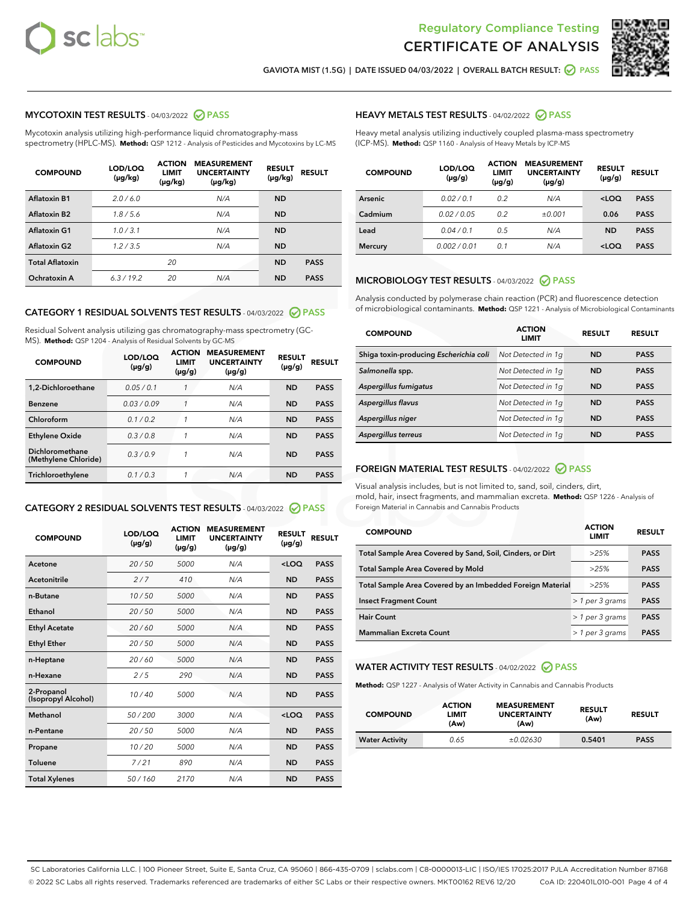Regulatory Compliance Testing

# CERTIFICATE OF ANALYSIS

GAVIOTA MIST (1.5G) | DATE ISSUED 04/03/2022 | OVERALL BATCH RESULT: PASS

## MYCOTOXIN TEST RESULTS - 04/03/2022 PASS

Mycotoxin analysis utilizing high-performance liquid chromatography-mass spectrometry (HPLC-MS). **Method:** QSP 1212 - Analysis of Pesticides and Mycotoxins by LC-MS

| COMPOUND | LOD/LOQ (µg/kg) | ACTION LIMIT (µg/kg) | MEASUREMENT UNCERTAINTY (µg/kg) | RESULT (µg/kg) | RESULT |
|---|---|---|---|---|---|
| Aflatoxin B1 | 2.0 / 6.0 | | N/A | ND | |
| Aflatoxin B2 | 1.8 / 5.6 | | N/A | ND | |
| Aflatoxin G1 | 1.0 / 3.1 | | N/A | ND | |
| Aflatoxin G2 | 1.2 / 3.5 | | N/A | ND | |
| Total Aflatoxin | | 20 | | ND | PASS |
| Ochratoxin A | 6.3 / 19.2 | 20 | N/A | ND | PASS |

## CATEGORY 1 RESIDUAL SOLVENTS TEST RESULTS - 04/03/2022 PASS

Residual Solvent analysis utilizing gas chromatography-mass spectrometry (GC-MS). **Method:** QSP 1204 - Analysis of Residual Solvents by GC-MS

| COMPOUND | LOD/LOQ (µg/g) | ACTION LIMIT (µg/g) | MEASUREMENT UNCERTAINTY (µg/g) | RESULT (µg/g) | RESULT |
|---|---|---|---|---|---|
| 1,2-Dichloroethane | 0.05 / 0.1 | 1 | N/A | ND | PASS |
| Benzene | 0.03 / 0.09 | 1 | N/A | ND | PASS |
| Chloroform | 0.1 / 0.2 | 1 | N/A | ND | PASS |
| Ethylene Oxide | 0.3 / 0.8 | 1 | N/A | ND | PASS |
| Dichloromethane (Methylene Chloride) | 0.3 / 0.9 | 1 | N/A | ND | PASS |
| Trichloroethylene | 0.1 / 0.3 | 1 | N/A | ND | PASS |

## CATEGORY 2 RESIDUAL SOLVENTS TEST RESULTS - 04/03/2022 PASS

| COMPOUND | LOD/LOQ (µg/g) | ACTION LIMIT (µg/g) | MEASUREMENT UNCERTAINTY (µg/g) | RESULT (µg/g) | RESULT |
|---|---|---|---|---|---|
| Acetone | 20 / 50 | 5000 | N/A | <LOQ | PASS |
| Acetonitrile | 2 / 7 | 410 | N/A | ND | PASS |
| n-Butane | 10 / 50 | 5000 | N/A | ND | PASS |
| Ethanol | 20 / 50 | 5000 | N/A | ND | PASS |
| Ethyl Acetate | 20 / 60 | 5000 | N/A | ND | PASS |
| Ethyl Ether | 20 / 50 | 5000 | N/A | ND | PASS |
| n-Heptane | 20 / 60 | 5000 | N/A | ND | PASS |
| n-Hexane | 2 / 5 | 290 | N/A | ND | PASS |
| 2-Propanol (Isopropyl Alcohol) | 10 / 40 | 5000 | N/A | ND | PASS |
| Methanol | 50 / 200 | 3000 | N/A | <LOQ | PASS |
| n-Pentane | 20 / 50 | 5000 | N/A | ND | PASS |
| Propane | 10 / 20 | 5000 | N/A | ND | PASS |
| Toluene | 7 / 21 | 890 | N/A | ND | PASS |
| Total Xylenes | 50 / 160 | 2170 | N/A | ND | PASS |

## HEAVY METALS TEST RESULTS - 04/02/2022 PASS

Heavy metal analysis utilizing inductively coupled plasma-mass spectrometry (ICP-MS). **Method:** QSP 1160 - Analysis of Heavy Metals by ICP-MS

| COMPOUND | LOD/LOQ (µg/g) | ACTION LIMIT (µg/g) | MEASUREMENT UNCERTAINTY (µg/g) | RESULT (µg/g) | RESULT |
|---|---|---|---|---|---|
| Arsenic | 0.02 / 0.1 | 0.2 | N/A | <LOQ | PASS |
| Cadmium | 0.02 / 0.05 | 0.2 | ±0.001 | 0.06 | PASS |
| Lead | 0.04 / 0.1 | 0.5 | N/A | ND | PASS |
| Mercury | 0.002 / 0.01 | 0.1 | N/A | <LOQ | PASS |

## MICROBIOLOGY TEST RESULTS - 04/03/2022 PASS

Analysis conducted by polymerase chain reaction (PCR) and fluorescence detection of microbiological contaminants. **Method:** QSP 1221 - Analysis of Microbiological Contaminants

| COMPOUND | ACTION LIMIT | RESULT | RESULT |
|---|---|---|---|
| Shiga toxin-producing *Escherichia coli* | Not Detected in 1g | ND | PASS |
| *Salmonella* spp. | Not Detected in 1g | ND | PASS |
| *Aspergillus fumigatus* | Not Detected in 1g | ND | PASS |
| *Aspergillus flavus* | Not Detected in 1g | ND | PASS |
| *Aspergillus niger* | Not Detected in 1g | ND | PASS |
| *Aspergillus terreus* | Not Detected in 1g | ND | PASS |

## FOREIGN MATERIAL TEST RESULTS - 04/02/2022 PASS

Visual analysis includes, but is not limited to, sand, soil, cinders, dirt, mold, hair, insect fragments, and mammalian excreta. **Method:** QSP 1226 - Analysis of Foreign Material in Cannabis and Cannabis Products

| COMPOUND | ACTION LIMIT | RESULT |
|---|---|---|
| Total Sample Area Covered by Sand, Soil, Cinders, or Dirt | >25% | PASS |
| Total Sample Area Covered by Mold | >25% | PASS |
| Total Sample Area Covered by an Imbedded Foreign Material | >25% | PASS |
| Insect Fragment Count | > 1 per 3 grams | PASS |
| Hair Count | > 1 per 3 grams | PASS |
| Mammalian Excreta Count | > 1 per 3 grams | PASS |

## WATER ACTIVITY TEST RESULTS - 04/02/2022 PASS

**Method:** QSP 1227 - Analysis of Water Activity in Cannabis and Cannabis Products

| COMPOUND | ACTION LIMIT (Aw) | MEASUREMENT UNCERTAINTY (Aw) | RESULT (Aw) | RESULT |
|---|---|---|---|---|
| Water Activity | 0.65 | ±0.02630 | 0.5401 | PASS |

SC Laboratories California LLC. | 100 Pioneer Street, Suite E, Santa Cruz, CA 95060 | 866-435-0709 | sclabs.com | C8-0000013-LIC | ISO/IES 17025:2017 PJLA Accreditation Number 87168
© 2022 SC Labs all rights reserved. Trademarks referenced are trademarks of either SC Labs or their respective owners. MKT00162 REV6 12/20 CoA ID: 220401L010-001